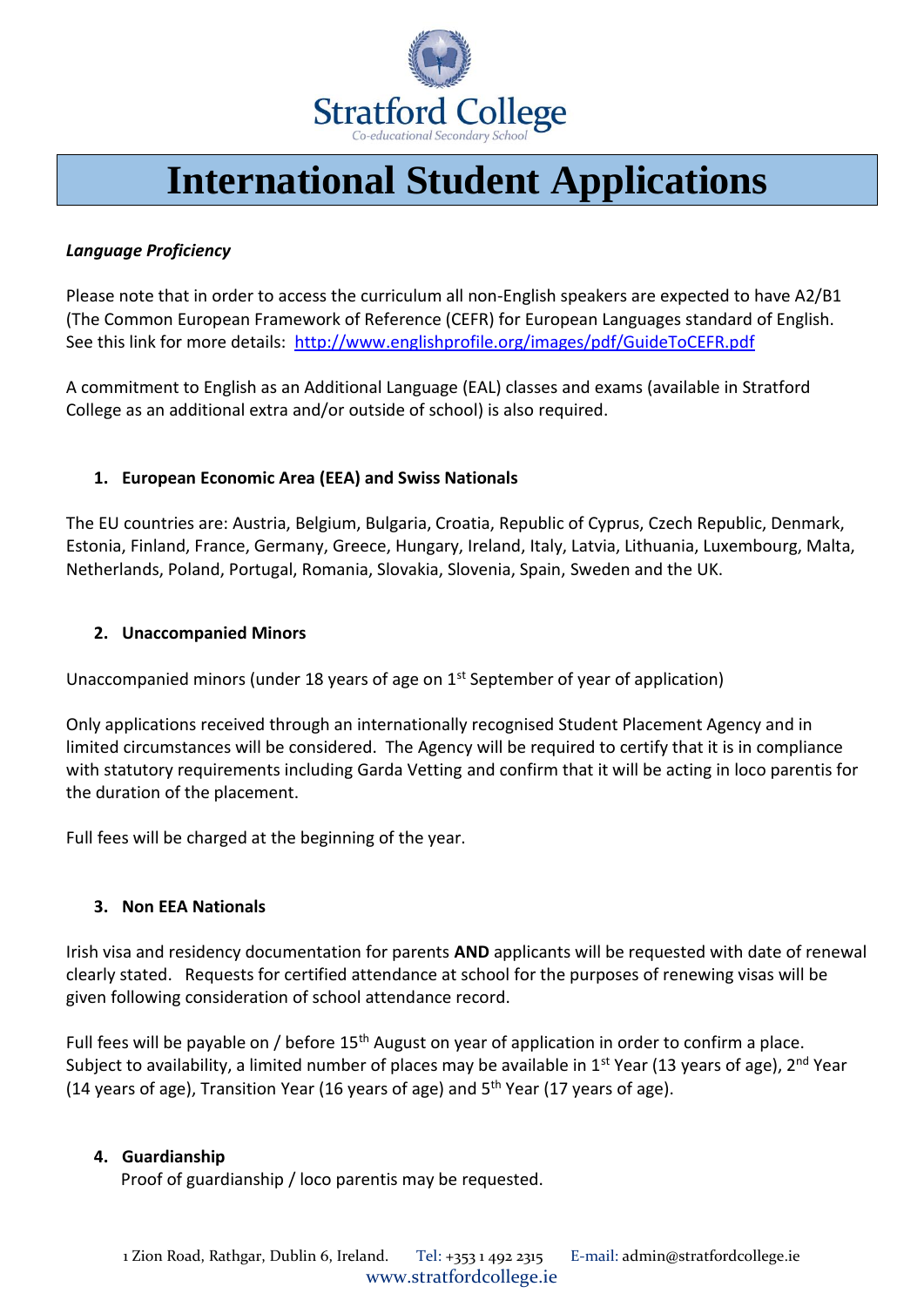Stratford College

Co-educational Secondary School

# International Student Applications

***Language Proficiency***

Please note that in order to access the curriculum all non-English speakers are expected to have A2/B1 (The Common European Framework of Reference (CEFR) for European Languages standard of English. See this link for more details: http://www.englishprofile.org/images/pdf/GuideToCEFR.pdf

A commitment to English as an Additional Language (EAL) classes and exams (available in Stratford College as an additional extra and/or outside of school) is also required.

## 1. European Economic Area (EEA) and Swiss Nationals

The EU countries are: Austria, Belgium, Bulgaria, Croatia, Republic of Cyprus, Czech Republic, Denmark, Estonia, Finland, France, Germany, Greece, Hungary, Ireland, Italy, Latvia, Lithuania, Luxembourg, Malta, Netherlands, Poland, Portugal, Romania, Slovakia, Slovenia, Spain, Sweden and the UK.

## 2. Unaccompanied Minors

Unaccompanied minors (under 18 years of age on 1st September of year of application)

Only applications received through an internationally recognised Student Placement Agency and in limited circumstances will be considered. The Agency will be required to certify that it is in compliance with statutory requirements including Garda Vetting and confirm that it will be acting in loco parentis for the duration of the placement.

Full fees will be charged at the beginning of the year.

## 3. Non EEA Nationals

Irish visa and residency documentation for parents **AND** applicants will be requested with date of renewal clearly stated. Requests for certified attendance at school for the purposes of renewing visas will be given following consideration of school attendance record.

Full fees will be payable on / before 15th August on year of application in order to confirm a place. Subject to availability, a limited number of places may be available in 1st Year (13 years of age), 2nd Year (14 years of age), Transition Year (16 years of age) and 5th Year (17 years of age).

## 4. Guardianship

Proof of guardianship / loco parentis may be requested.

1 Zion Road, Rathgar, Dublin 6, Ireland. Tel: +353 1 492 2315 E-mail: admin@stratfordcollege.ie
www.stratfordcollege.ie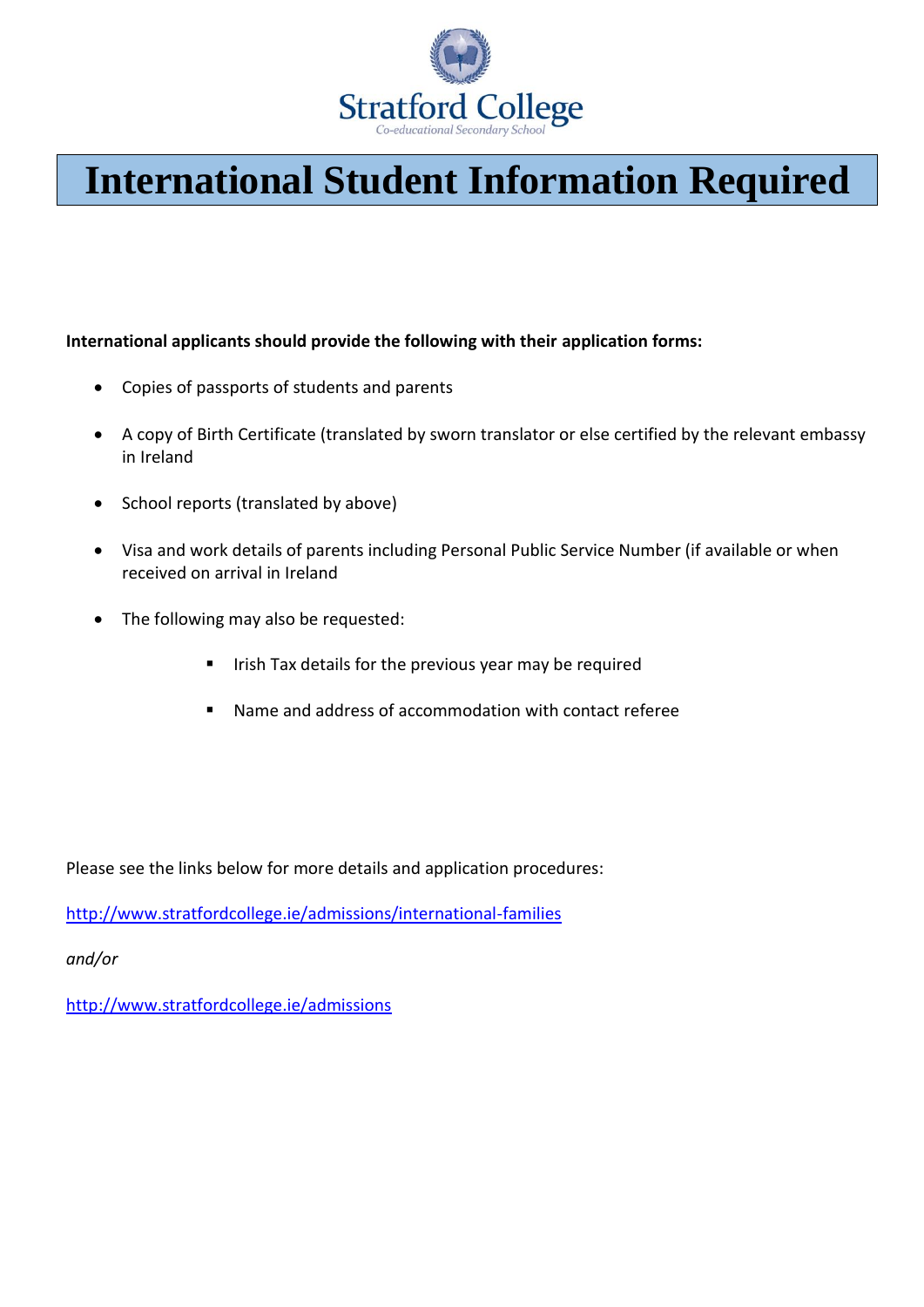Stratford College

Co-educational Secondary School

# International Student Information Required

**International applicants should provide the following with their application forms:**

- Copies of passports of students and parents
- A copy of Birth Certificate (translated by sworn translator or else certified by the relevant embassy in Ireland
- School reports (translated by above)
- Visa and work details of parents including Personal Public Service Number (if available or when received on arrival in Ireland
- The following may also be requested:
    - Irish Tax details for the previous year may be required
    - Name and address of accommodation with contact referee

Please see the links below for more details and application procedures:

http://www.stratfordcollege.ie/admissions/international-families

*and/or*

http://www.stratfordcollege.ie/admissions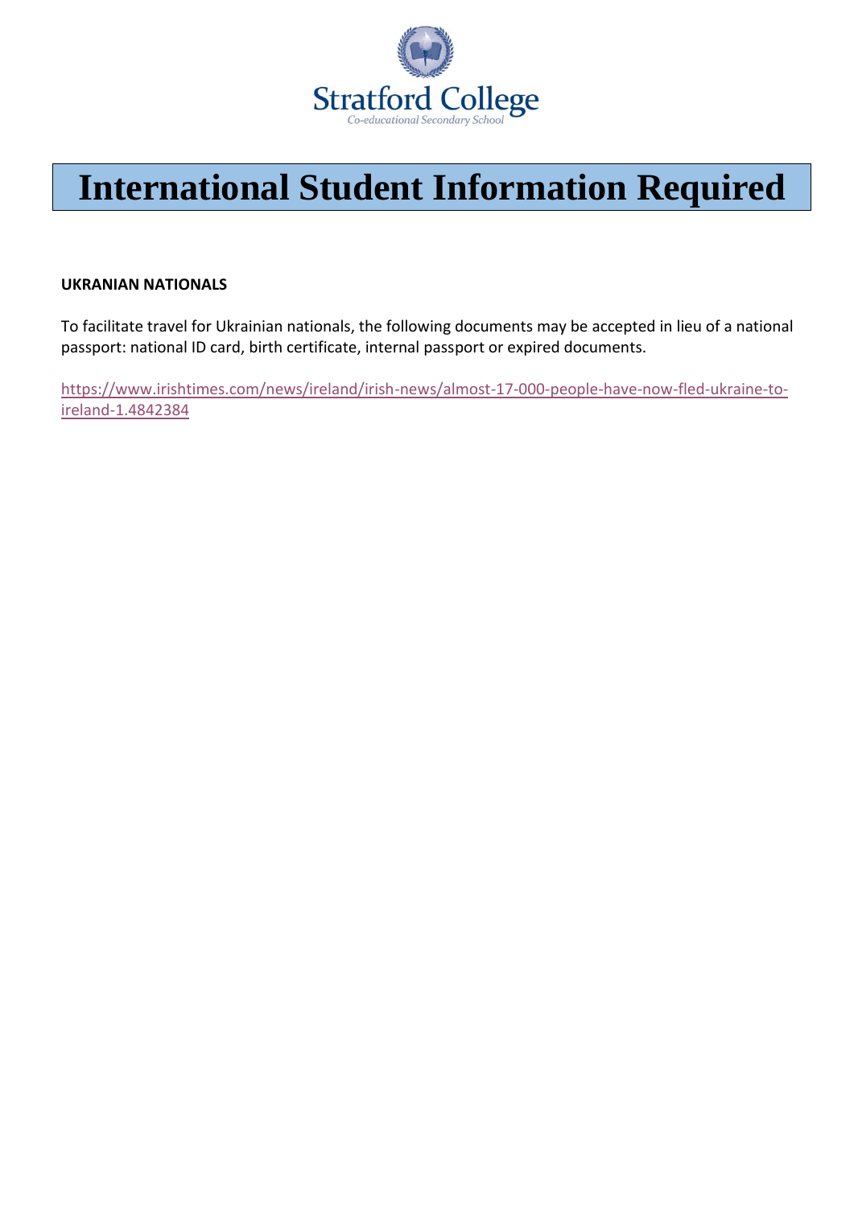Stratford College
Co-educational Secondary School

# International Student Information Required

**UKRANIAN NATIONALS**

To facilitate travel for Ukrainian nationals, the following documents may be accepted in lieu of a national passport: national ID card, birth certificate, internal passport or expired documents.

https://www.irishtimes.com/news/ireland/irish-news/almost-17-000-people-have-now-fled-ukraine-to-ireland-1.4842384